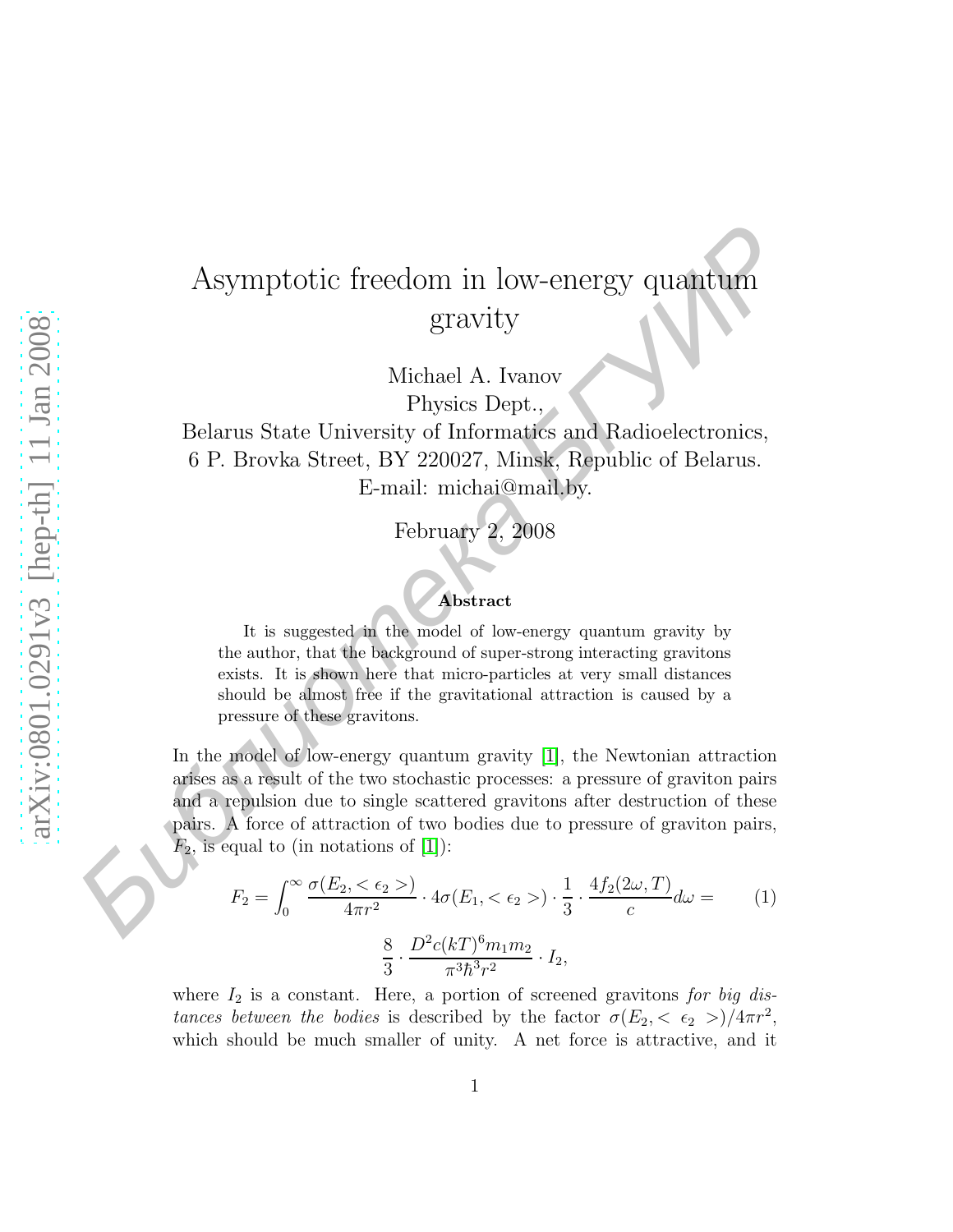# Asymptotic freedom in low-energy quantum gravity

Michael A. Ivanov
Physics Dept.,
Belarus State University of Informatics and Radioelectronics,
6 P. Brovka Street, BY 220027, Minsk, Republic of Belarus.
E-mail: michai@mail.by.

February 2, 2008

### Abstract

It is suggested in the model of low-energy quantum gravity by the author, that the background of super-strong interacting gravitons exists. It is shown here that micro-particles at very small distances should be almost free if the gravitational attraction is caused by a pressure of these gravitons.

In the model of low-energy quantum gravity [1], the Newtonian attraction arises as a result of the two stochastic processes: a pressure of graviton pairs and a repulsion due to single scattered gravitons after destruction of these pairs. A force of attraction of two bodies due to pressure of graviton pairs, $F_2$, is equal to (in notations of [1]):

$$F_2 = \int_0^\infty \frac{\sigma(E_2, <\epsilon_2>)}{4\pi r^2} \cdot 4\sigma(E_1, <\epsilon_2>) \cdot \frac{1}{3} \cdot \frac{4f_2(2\omega, T)}{c} d\omega = \tag{1}$$

$$\frac{8}{3} \cdot \frac{D^2 c(kT)^6 m_1 m_2}{\pi^3 \hbar^3 r^2} \cdot I_2,$$

where $I_2$ is a constant. Here, a portion of screened gravitons *for big distances between the bodies* is described by the factor $\sigma(E_2, < \epsilon_2 >)/4\pi r^2$, which should be much smaller of unity. A net force is attractive, and it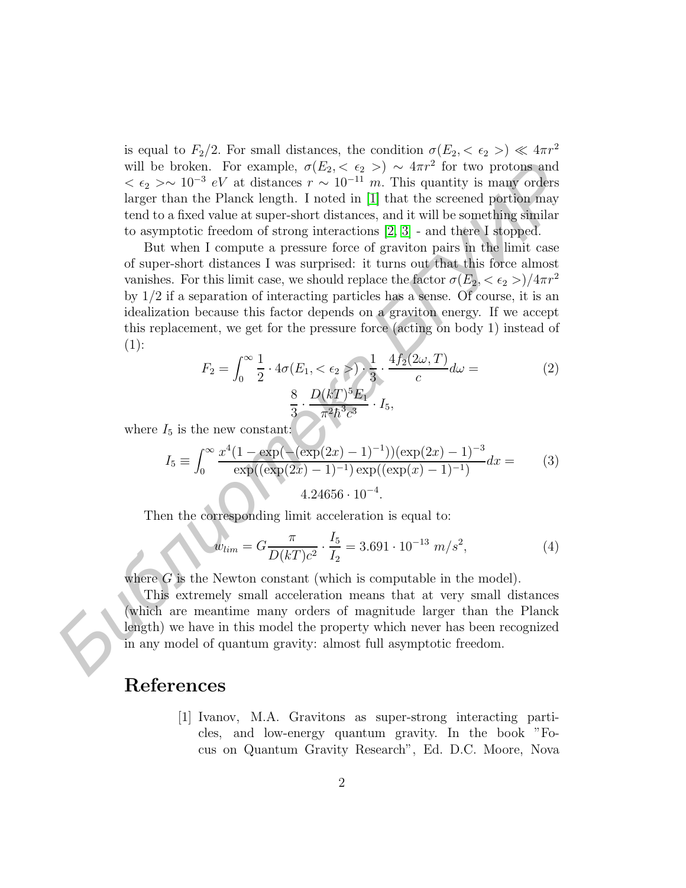is equal to $F_2/2$. For small distances, the condition $\sigma(E_2, <\epsilon_2>) \ll 4\pi r^2$ will be broken. For example, $\sigma(E_2, <\epsilon_2>) \sim 4\pi r^2$ for two protons and $<\epsilon_2> \sim 10^{-3}\ eV$ at distances $r \sim 10^{-11}\ m$. This quantity is many orders larger than the Planck length. I noted in [1] that the screened portion may tend to a fixed value at super-short distances, and it will be something similar to asymptotic freedom of strong interactions [2, 3] - and there I stopped.

But when I compute a pressure force of graviton pairs in the limit case of super-short distances I was surprised: it turns out that this force almost vanishes. For this limit case, we should replace the factor $\sigma(E_2, <\epsilon_2>)/4\pi r^2$ by $1/2$ if a separation of interacting particles has a sense. Of course, it is an idealization because this factor depends on a graviton energy. If we accept this replacement, we get for the pressure force (acting on body 1) instead of (1):

$$F_2 = \int_0^\infty \frac{1}{2} \cdot 4\sigma(E_1, <\epsilon_2>) \cdot \frac{1}{3} \cdot \frac{4f_2(2\omega, T)}{c} d\omega = \frac{8}{3} \cdot \frac{D(kT)^5 E_1}{\pi^2 \hbar^3 c^3} \cdot I_5, \tag{2}$$

where $I_5$ is the new constant:

$$I_5 \equiv \int_0^\infty \frac{x^4 (1 - \exp(-(\exp(2x) - 1)^{-1}))(\exp(2x) - 1)^{-3}}{\exp((\exp(2x) - 1)^{-1}) \exp((\exp(x) - 1)^{-1})} dx = 4.24656 \cdot 10^{-4}. \tag{3}$$

Then the corresponding limit acceleration is equal to:

$$w_{lim} = G \frac{\pi}{D(kT)c^2} \cdot \frac{I_5}{I_2} = 3.691 \cdot 10^{-13}\ m/s^2, \tag{4}$$

where $G$ is the Newton constant (which is computable in the model).

This extremely small acceleration means that at very small distances (which are meantime many orders of magnitude larger than the Planck length) we have in this model the property which never has been recognized in any model of quantum gravity: almost full asymptotic freedom.

## References

[1] Ivanov, M.A. Gravitons as super-strong interacting particles, and low-energy quantum gravity. In the book "Focus on Quantum Gravity Research", Ed. D.C. Moore, Nova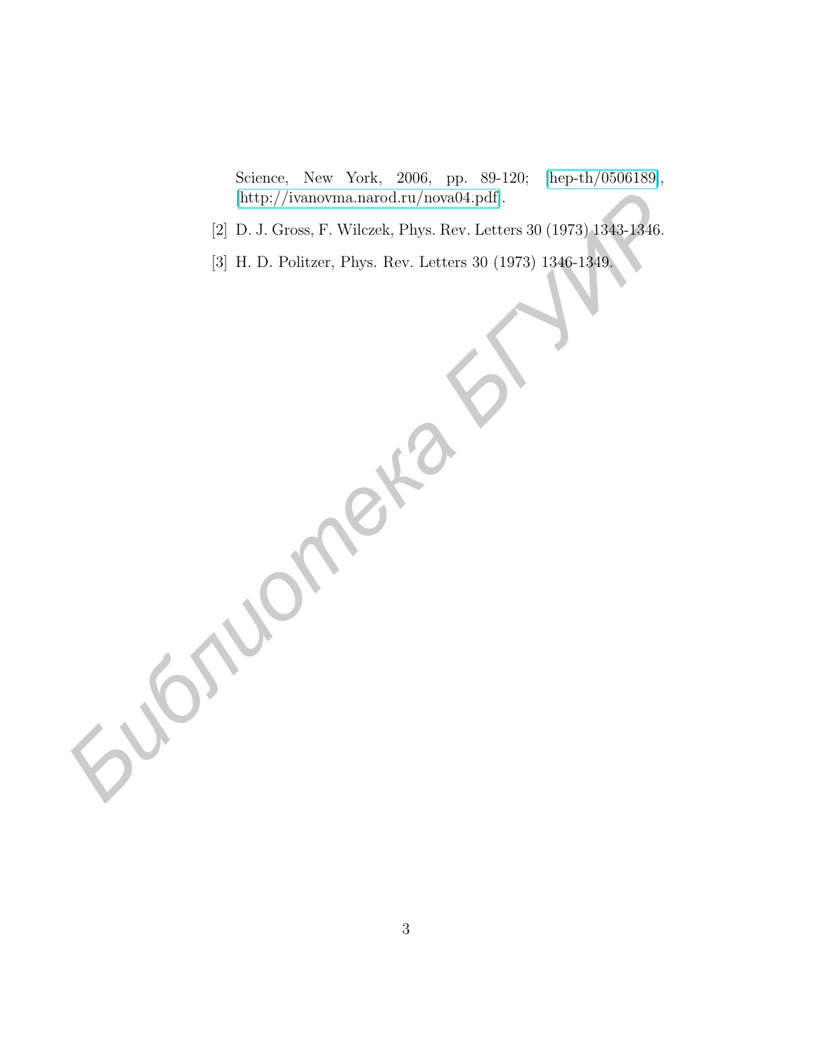Science, New York, 2006, pp. 89-120; [hep-th/0506189], [http://ivanovma.narod.ru/nova04.pdf].

[2] D. J. Gross, F. Wilczek, Phys. Rev. Letters 30 (1973) 1343-1346.

[3] H. D. Politzer, Phys. Rev. Letters 30 (1973) 1346-1349.